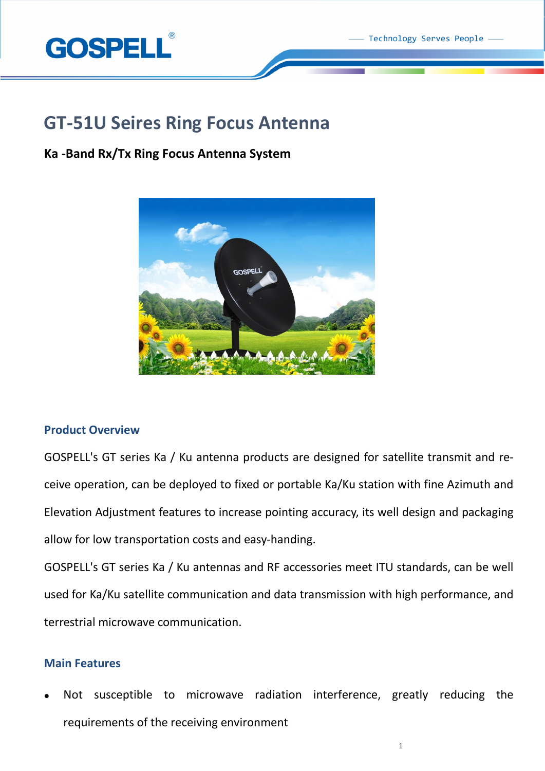# GT-51U Seires Ring Focus Antenna

**Ka -Band Rx/Tx Ring Focus Antenna System**

## Product Overview

GOSPELL's GT series Ka / Ku antenna products are designed for satellite transmit and receive operation, can be deployed to fixed or portable Ka/Ku station with fine Azimuth and Elevation Adjustment features to increase pointing accuracy, its well design and packaging allow for low transportation costs and easy-handing.

GOSPELL's GT series Ka / Ku antennas and RF accessories meet ITU standards, can be well used for Ka/Ku satellite communication and data transmission with high performance, and terrestrial microwave communication.

## Main Features

- Not susceptible to microwave radiation interference, greatly reducing the requirements of the receiving environment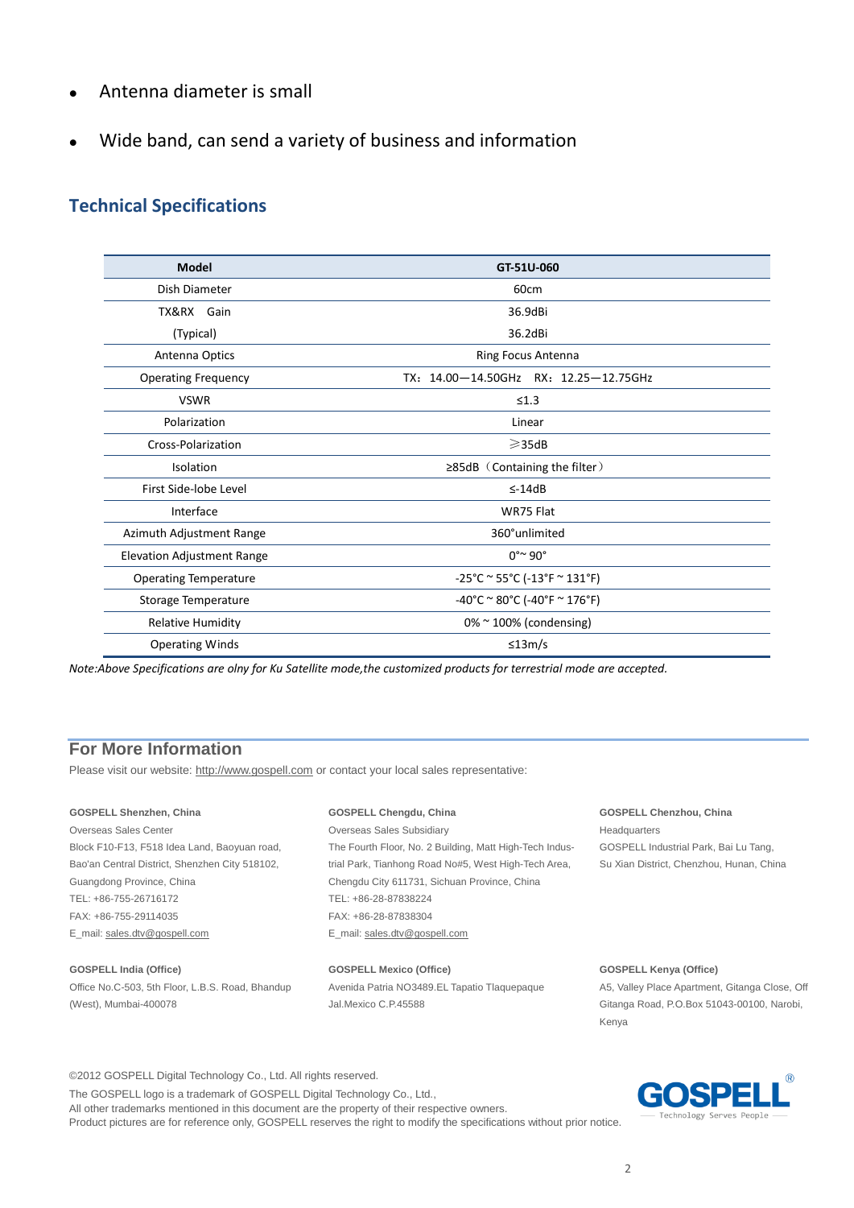- Antenna diameter is small
- Wide band, can send a variety of business and information

## Technical Specifications

| Model | GT-51U-060 |
|---|---|
| Dish Diameter | 60cm |
| TX&RX Gain | 36.9dBi |
| (Typical) | 36.2dBi |
| Antenna Optics | Ring Focus Antenna |
| Operating Frequency | TX：14.00—14.50GHz RX：12.25—12.75GHz |
| VSWR | ≤1.3 |
| Polarization | Linear |
| Cross-Polarization | ⩾35dB |
| Isolation | ≥85dB（Containing the filter） |
| First Side-lobe Level | ≤-14dB |
| Interface | WR75 Flat |
| Azimuth Adjustment Range | 360°unlimited |
| Elevation Adjustment Range | 0°~ 90° |
| Operating Temperature | -25°C ~ 55°C (-13°F ~ 131°F) |
| Storage Temperature | -40°C ~ 80°C (-40°F ~ 176°F) |
| Relative Humidity | 0% ~ 100% (condensing) |
| Operating Winds | ≤13m/s |

*Note:Above Specifications are olny for Ku Satellite mode,the customized products for terrestrial mode are accepted.*

## For More Information

Please visit our website: http://www.gospell.com or contact your local sales representative:

**GOSPELL Shenzhen, China**
Overseas Sales Center
Block F10-F13, F518 Idea Land, Baoyuan road, Bao'an Central District, Shenzhen City 518102, Guangdong Province, China
TEL: +86-755-26716172
FAX: +86-755-29114035
E_mail: sales.dtv@gospell.com

**GOSPELL Chengdu, China**
Overseas Sales Subsidiary
The Fourth Floor, No. 2 Building, Matt High-Tech Industrial Park, Tianhong Road No#5, West High-Tech Area, Chengdu City 611731, Sichuan Province, China
TEL: +86-28-87838224
FAX: +86-28-87838304
E_mail: sales.dtv@gospell.com

**GOSPELL Chenzhou, China**
Headquarters
GOSPELL Industrial Park, Bai Lu Tang, Su Xian District, Chenzhou, Hunan, China

**GOSPELL India (Office)**
Office No.C-503, 5th Floor, L.B.S. Road, Bhandup (West), Mumbai-400078

**GOSPELL Mexico (Office)**
Avenida Patria NO3489.EL Tapatio Tlaquepaque Jal.Mexico C.P.45588

**GOSPELL Kenya (Office)**
A5, Valley Place Apartment, Gitanga Close, Off Gitanga Road, P.O.Box 51043-00100, Narobi, Kenya

©2012 GOSPELL Digital Technology Co., Ltd. All rights reserved.
The GOSPELL logo is a trademark of GOSPELL Digital Technology Co., Ltd.,
All other trademarks mentioned in this document are the property of their respective owners.
Product pictures are for reference only, GOSPELL reserves the right to modify the specifications without prior notice.

GOSPELL®
Technology Serves People